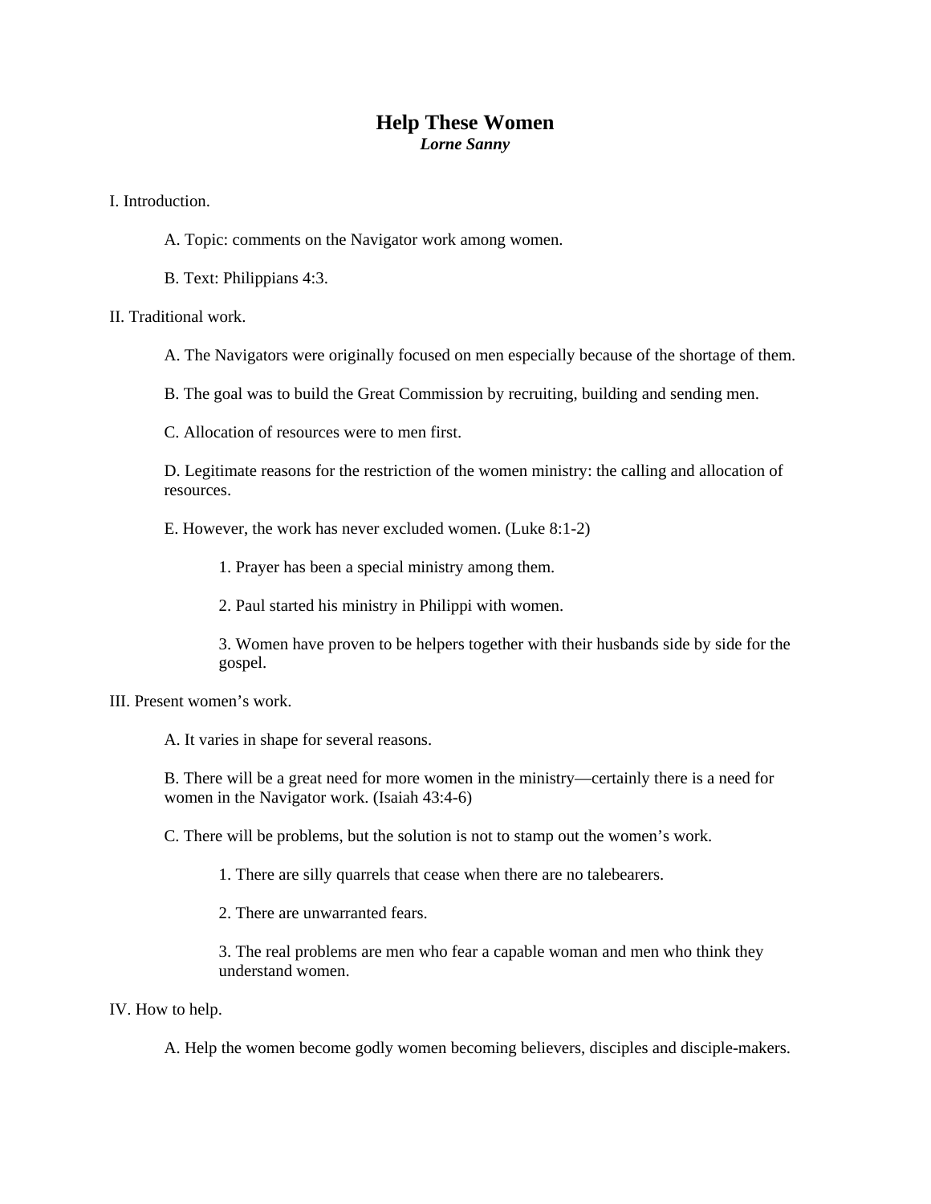# Help These Women

***Lorne Sanny***

I. Introduction.

A. Topic: comments on the Navigator work among women.

B. Text: Philippians 4:3.

II. Traditional work.

A. The Navigators were originally focused on men especially because of the shortage of them.

B. The goal was to build the Great Commission by recruiting, building and sending men.

C. Allocation of resources were to men first.

D. Legitimate reasons for the restriction of the women ministry: the calling and allocation of resources.

E. However, the work has never excluded women. (Luke 8:1-2)

1. Prayer has been a special ministry among them.

2. Paul started his ministry in Philippi with women.

3. Women have proven to be helpers together with their husbands side by side for the gospel.

III. Present women's work.

A. It varies in shape for several reasons.

B. There will be a great need for more women in the ministry—certainly there is a need for women in the Navigator work. (Isaiah 43:4-6)

C. There will be problems, but the solution is not to stamp out the women's work.

1. There are silly quarrels that cease when there are no talebearers.

2. There are unwarranted fears.

3. The real problems are men who fear a capable woman and men who think they understand women.

IV. How to help.

A. Help the women become godly women becoming believers, disciples and disciple-makers.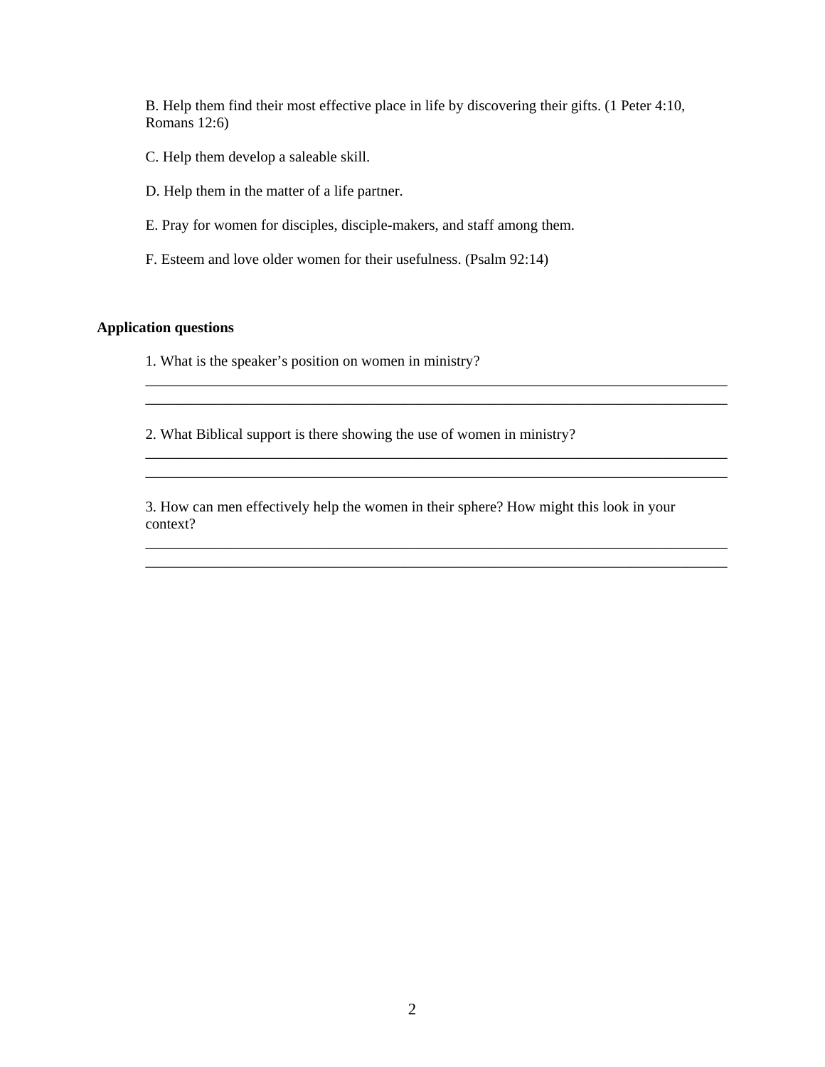B. Help them find their most effective place in life by discovering their gifts. (1 Peter 4:10, Romans 12:6)

C. Help them develop a saleable skill.

D. Help them in the matter of a life partner.

E. Pray for women for disciples, disciple-makers, and staff among them.

F. Esteem and love older women for their usefulness. (Psalm 92:14)

**Application questions**

1. What is the speaker's position on women in ministry?

_______________________________________________________________________________
_______________________________________________________________________________

2. What Biblical support is there showing the use of women in ministry?

_______________________________________________________________________________
_______________________________________________________________________________

3. How can men effectively help the women in their sphere? How might this look in your context?

_______________________________________________________________________________
_______________________________________________________________________________